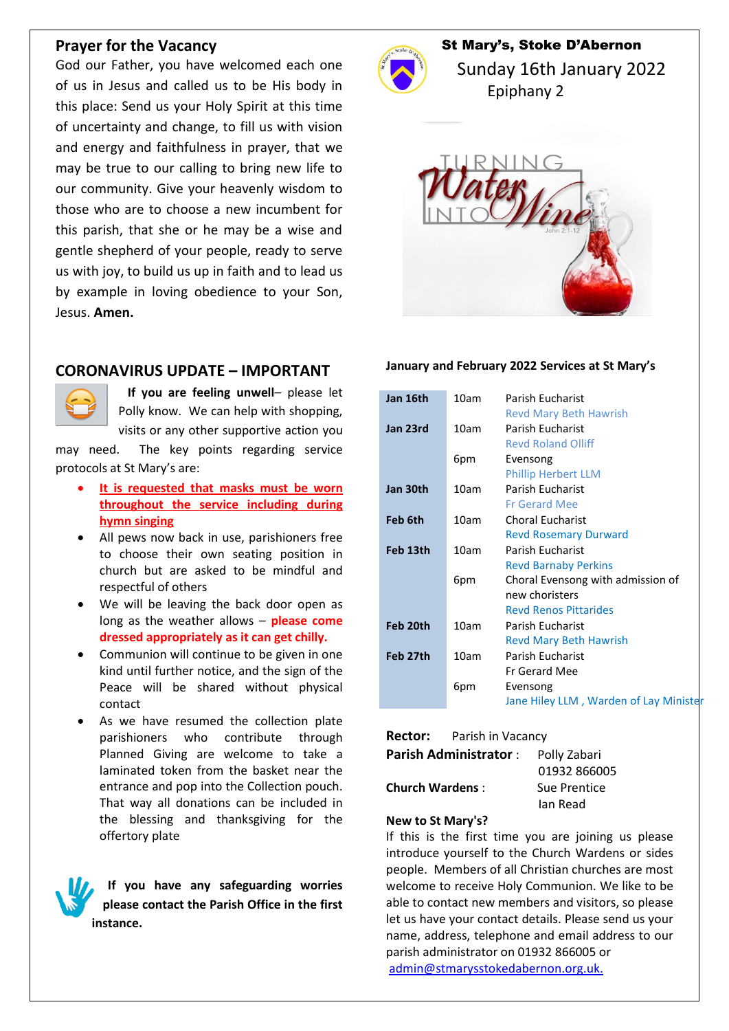## Prayer for the Vacancy

God our Father, you have welcomed each one of us in Jesus and called us to be His body in this place: Send us your Holy Spirit at this time of uncertainty and change, to fill us with vision and energy and faithfulness in prayer, that we may be true to our calling to bring new life to our community. Give your heavenly wisdom to those who are to choose a new incumbent for this parish, that she or he may be a wise and gentle shepherd of your people, ready to serve us with joy, to build us up in faith and to lead us by example in loving obedience to your Son, Jesus. **Amen.**

## CORONAVIRUS UPDATE – IMPORTANT

**If you are feeling unwell**– please let Polly know. We can help with shopping, visits or any other supportive action you may need. The key points regarding service protocols at St Mary's are:

- **It is requested that masks must be worn throughout the service including during hymn singing**
- All pews now back in use, parishioners free to choose their own seating position in church but are asked to be mindful and respectful of others
- We will be leaving the back door open as long as the weather allows – **please come dressed appropriately as it can get chilly.**
- Communion will continue to be given in one kind until further notice, and the sign of the Peace will be shared without physical contact
- As we have resumed the collection plate parishioners who contribute through Planned Giving are welcome to take a laminated token from the basket near the entrance and pop into the Collection pouch. That way all donations can be included in the blessing and thanksgiving for the offertory plate

**If you have any safeguarding worries please contact the Parish Office in the first instance.**

# St Mary's, Stoke D'Abernon

## Sunday 16th January 2022

### Epiphany 2

TURNING Water INTO Wine
John 2:1-12

**January and February 2022 Services at St Mary's**

| | | |
|---|---|---|
| **Jan 16th** | 10am | Parish Eucharist<br>Revd Mary Beth Hawrish |
| **Jan 23rd** | 10am | Parish Eucharist<br>Revd Roland Olliff |
| | 6pm | Evensong<br>Phillip Herbert LLM |
| **Jan 30th** | 10am | Parish Eucharist<br>Fr Gerard Mee |
| **Feb 6th** | 10am | Choral Eucharist<br>Revd Rosemary Durward |
| **Feb 13th** | 10am | Parish Eucharist<br>Revd Barnaby Perkins |
| | 6pm | Choral Evensong with admission of new choristers<br>Revd Renos Pittarides |
| **Feb 20th** | 10am | Parish Eucharist<br>Revd Mary Beth Hawrish |
| **Feb 27th** | 10am | Parish Eucharist<br>Fr Gerard Mee |
| | 6pm | Evensong<br>Jane Hiley LLM , Warden of Lay Minister |

**Rector:** Parish in Vacancy
**Parish Administrator** : Polly Zabari
01932 866005
**Church Wardens** : Sue Prentice
Ian Read

**New to St Mary's?**
If this is the first time you are joining us please introduce yourself to the Church Wardens or sides people. Members of all Christian churches are most welcome to receive Holy Communion. We like to be able to contact new members and visitors, so please let us have your contact details. Please send us your name, address, telephone and email address to our parish administrator on 01932 866005 or admin@stmarysstokedabernon.org.uk.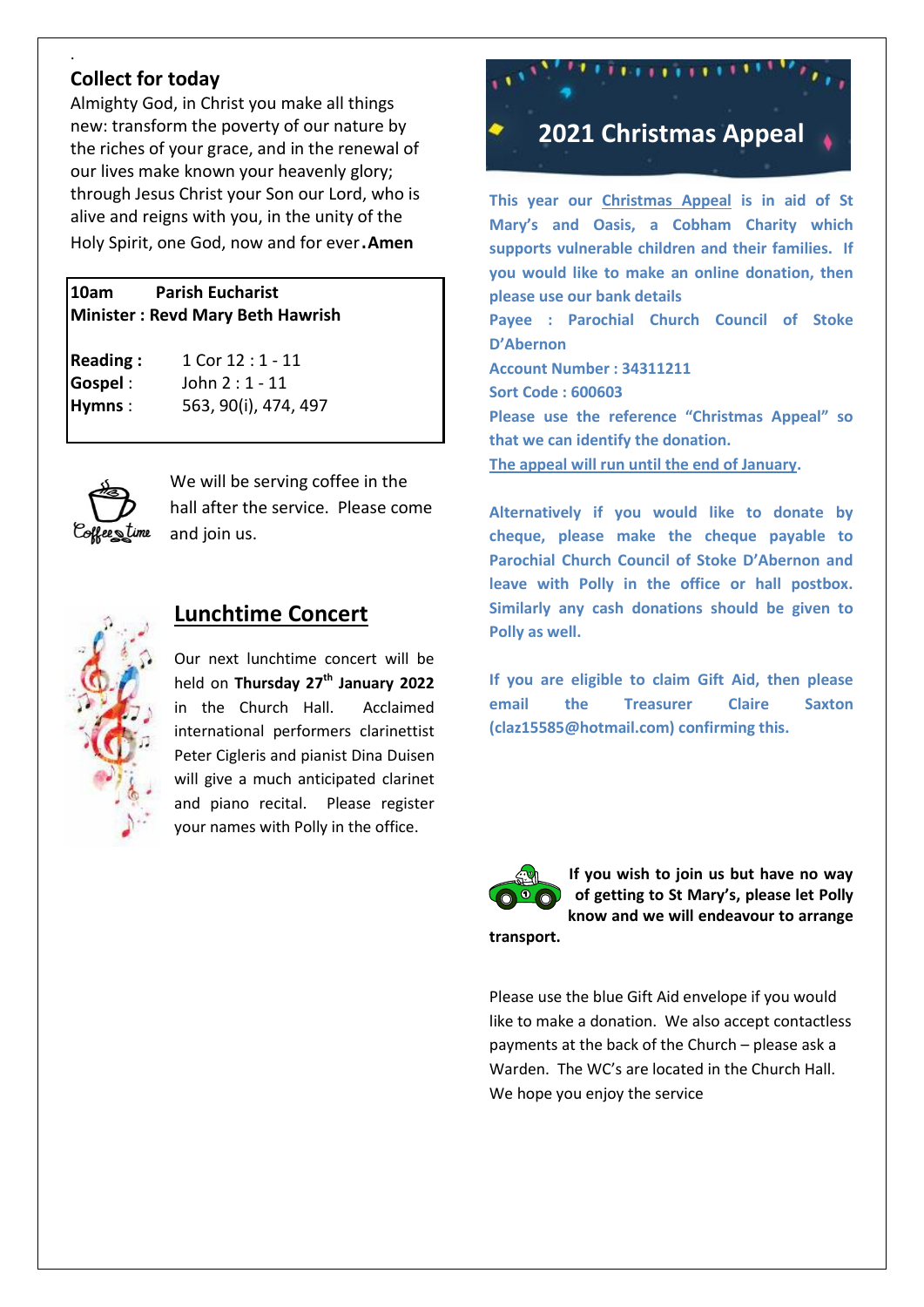## Collect for today

Almighty God, in Christ you make all things new: transform the poverty of our nature by the riches of your grace, and in the renewal of our lives make known your heavenly glory; through Jesus Christ your Son our Lord, who is alive and reigns with you, in the unity of the Holy Spirit, one God, now and for ever.**Amen**

**10am Parish Eucharist**
**Minister : Revd Mary Beth Hawrish**

**Reading :** 1 Cor 12 : 1 - 11
**Gospel** : John 2 : 1 - 11
**Hymns** : 563, 90(i), 474, 497

We will be serving coffee in the hall after the service. Please come and join us.

## Lunchtime Concert

Our next lunchtime concert will be held on **Thursday 27th January 2022** in the Church Hall. Acclaimed international performers clarinettist Peter Cigleris and pianist Dina Duisen will give a much anticipated clarinet and piano recital. Please register your names with Polly in the office.

## 2021 Christmas Appeal

**This year our Christmas Appeal is in aid of St Mary's and Oasis, a Cobham Charity which supports vulnerable children and their families. If you would like to make an online donation, then please use our bank details**

**Payee : Parochial Church Council of Stoke D'Abernon**

**Account Number : 34311211**

**Sort Code : 600603**

**Please use the reference "Christmas Appeal" so that we can identify the donation.**

**The appeal will run until the end of January.**

**Alternatively if you would like to donate by cheque, please make the cheque payable to Parochial Church Council of Stoke D'Abernon and leave with Polly in the office or hall postbox. Similarly any cash donations should be given to Polly as well.**

**If you are eligible to claim Gift Aid, then please email the Treasurer Claire Saxton (claz15585@hotmail.com) confirming this.**

**If you wish to join us but have no way of getting to St Mary's, please let Polly know and we will endeavour to arrange transport.**

Please use the blue Gift Aid envelope if you would like to make a donation. We also accept contactless payments at the back of the Church – please ask a Warden. The WC's are located in the Church Hall. We hope you enjoy the service